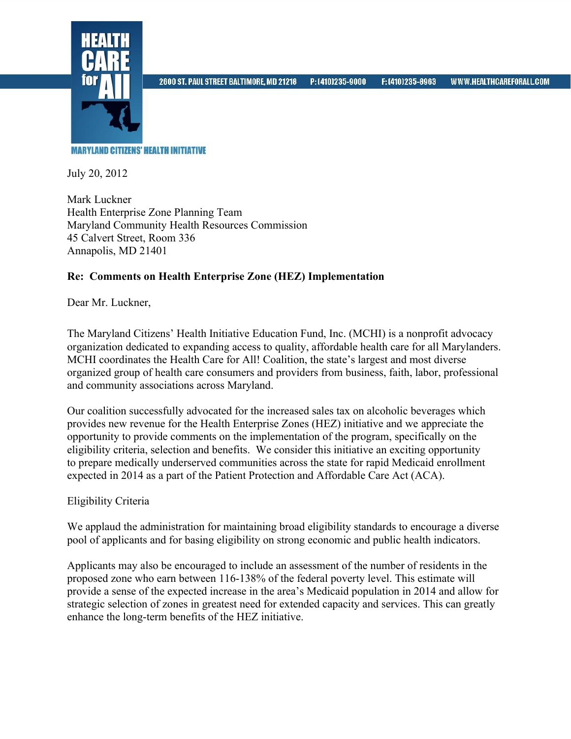HEALTH CARE for All

MARYLAND CITIZENS' HEALTH INITIATIVE

2600 ST. PAUL STREET BALTIMORE, MD 21218 P: (410)235-9000 F: (410)235-8963 WWW.HEALTHCAREFORALL.COM

July 20, 2012

Mark Luckner
Health Enterprise Zone Planning Team
Maryland Community Health Resources Commission
45 Calvert Street, Room 336
Annapolis, MD 21401

**Re: Comments on Health Enterprise Zone (HEZ) Implementation**

Dear Mr. Luckner,

The Maryland Citizens' Health Initiative Education Fund, Inc. (MCHI) is a nonprofit advocacy organization dedicated to expanding access to quality, affordable health care for all Marylanders. MCHI coordinates the Health Care for All! Coalition, the state's largest and most diverse organized group of health care consumers and providers from business, faith, labor, professional and community associations across Maryland.

Our coalition successfully advocated for the increased sales tax on alcoholic beverages which provides new revenue for the Health Enterprise Zones (HEZ) initiative and we appreciate the opportunity to provide comments on the implementation of the program, specifically on the eligibility criteria, selection and benefits. We consider this initiative an exciting opportunity to prepare medically underserved communities across the state for rapid Medicaid enrollment expected in 2014 as a part of the Patient Protection and Affordable Care Act (ACA).

Eligibility Criteria

We applaud the administration for maintaining broad eligibility standards to encourage a diverse pool of applicants and for basing eligibility on strong economic and public health indicators.

Applicants may also be encouraged to include an assessment of the number of residents in the proposed zone who earn between 116-138% of the federal poverty level. This estimate will provide a sense of the expected increase in the area's Medicaid population in 2014 and allow for strategic selection of zones in greatest need for extended capacity and services. This can greatly enhance the long-term benefits of the HEZ initiative.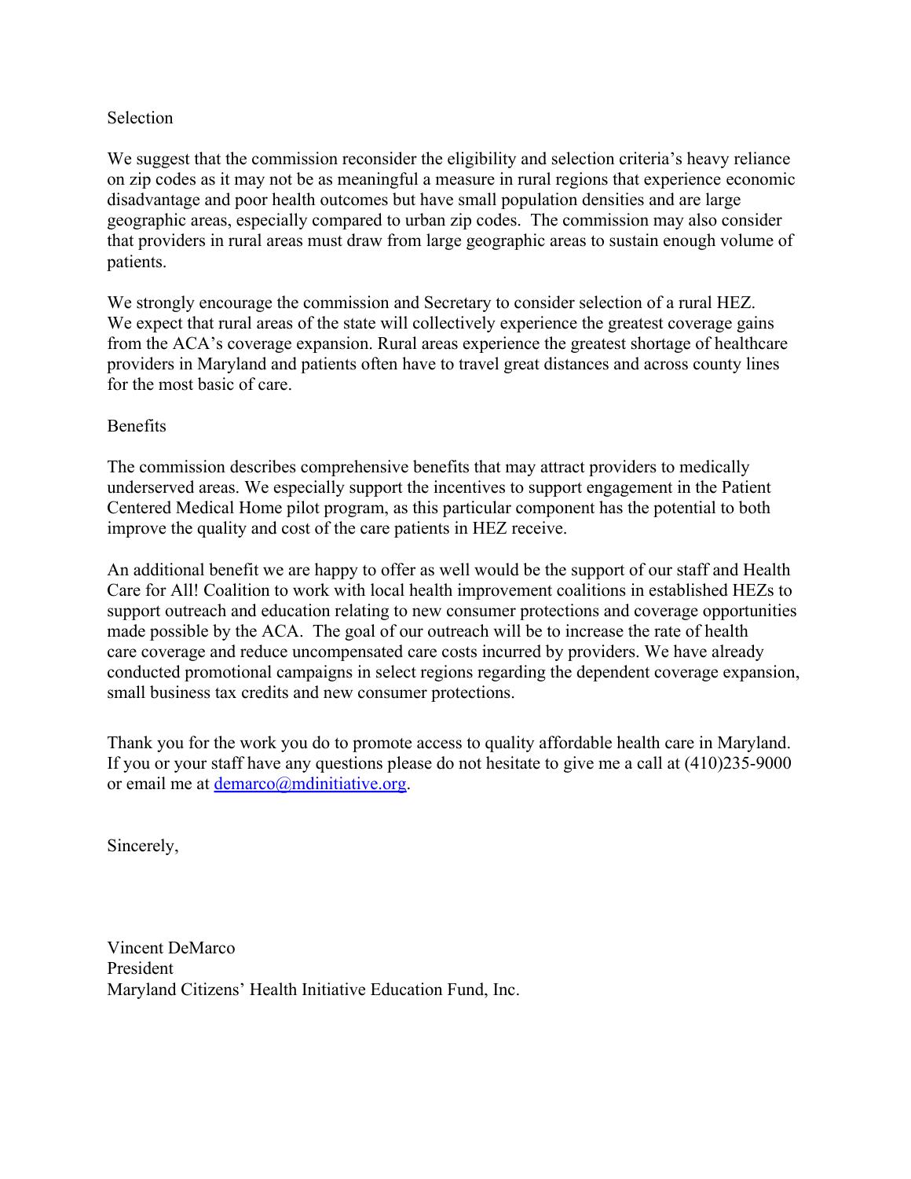## Selection

We suggest that the commission reconsider the eligibility and selection criteria's heavy reliance on zip codes as it may not be as meaningful a measure in rural regions that experience economic disadvantage and poor health outcomes but have small population densities and are large geographic areas, especially compared to urban zip codes. The commission may also consider that providers in rural areas must draw from large geographic areas to sustain enough volume of patients.

We strongly encourage the commission and Secretary to consider selection of a rural HEZ. We expect that rural areas of the state will collectively experience the greatest coverage gains from the ACA's coverage expansion. Rural areas experience the greatest shortage of healthcare providers in Maryland and patients often have to travel great distances and across county lines for the most basic of care.

## Benefits

The commission describes comprehensive benefits that may attract providers to medically underserved areas. We especially support the incentives to support engagement in the Patient Centered Medical Home pilot program, as this particular component has the potential to both improve the quality and cost of the care patients in HEZ receive.

An additional benefit we are happy to offer as well would be the support of our staff and Health Care for All! Coalition to work with local health improvement coalitions in established HEZs to support outreach and education relating to new consumer protections and coverage opportunities made possible by the ACA. The goal of our outreach will be to increase the rate of health care coverage and reduce uncompensated care costs incurred by providers. We have already conducted promotional campaigns in select regions regarding the dependent coverage expansion, small business tax credits and new consumer protections.

Thank you for the work you do to promote access to quality affordable health care in Maryland. If you or your staff have any questions please do not hesitate to give me a call at (410)235-9000 or email me at demarco@mdinitiative.org.

Sincerely,

Vincent DeMarco
President
Maryland Citizens' Health Initiative Education Fund, Inc.